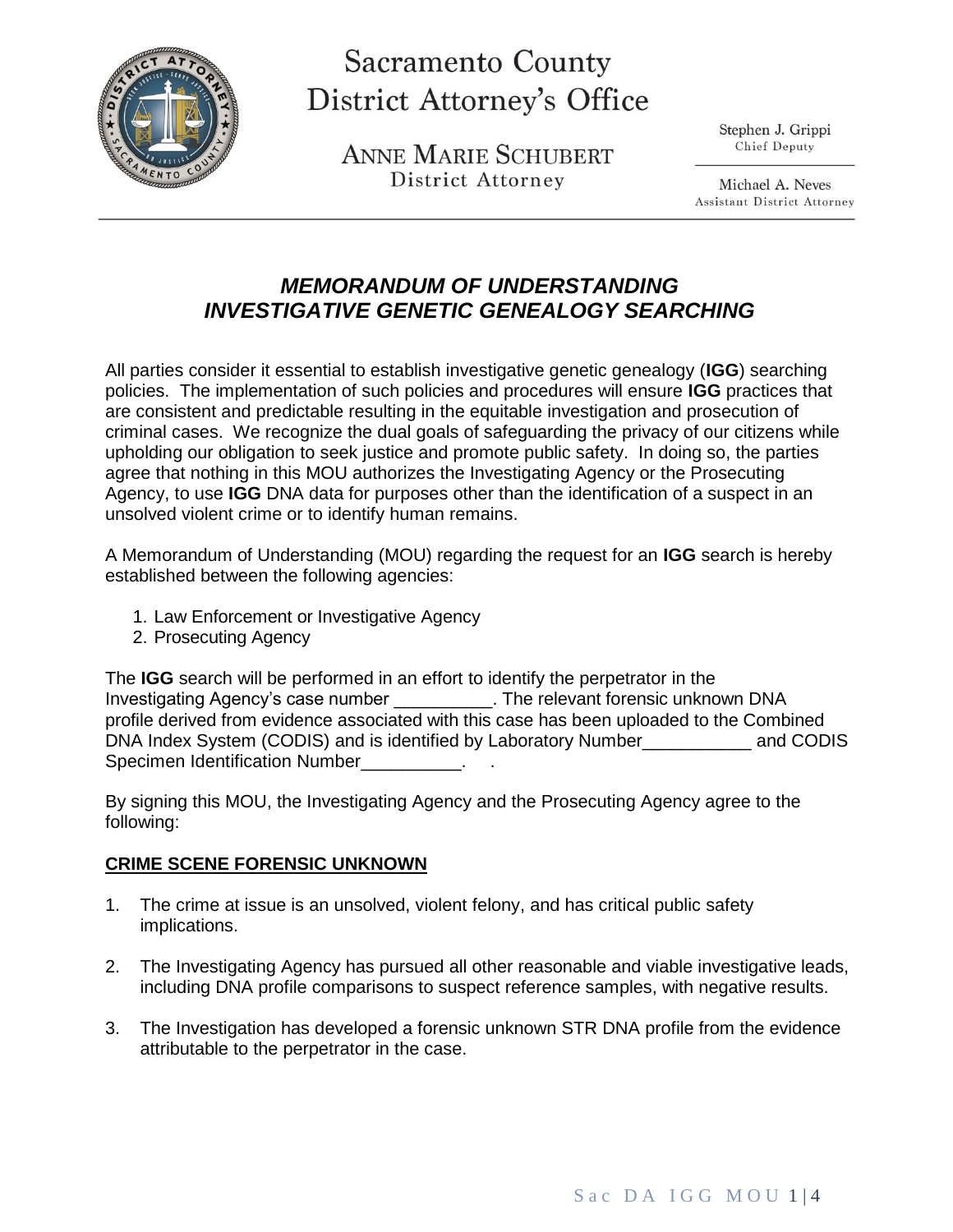# Sacramento County District Attorney's Office

**ANNE MARIE SCHUBERT**
District Attorney

Stephen J. Grippi
Chief Deputy

Michael A. Neves
Assistant District Attorney

## *MEMORANDUM OF UNDERSTANDING*
## *INVESTIGATIVE GENETIC GENEALOGY SEARCHING*

All parties consider it essential to establish investigative genetic genealogy (**IGG**) searching policies. The implementation of such policies and procedures will ensure **IGG** practices that are consistent and predictable resulting in the equitable investigation and prosecution of criminal cases. We recognize the dual goals of safeguarding the privacy of our citizens while upholding our obligation to seek justice and promote public safety. In doing so, the parties agree that nothing in this MOU authorizes the Investigating Agency or the Prosecuting Agency, to use **IGG** DNA data for purposes other than the identification of a suspect in an unsolved violent crime or to identify human remains.

A Memorandum of Understanding (MOU) regarding the request for an **IGG** search is hereby established between the following agencies:

1. Law Enforcement or Investigative Agency
2. Prosecuting Agency

The **IGG** search will be performed in an effort to identify the perpetrator in the Investigating Agency's case number __________. The relevant forensic unknown DNA profile derived from evidence associated with this case has been uploaded to the Combined DNA Index System (CODIS) and is identified by Laboratory Number___________ and CODIS Specimen Identification Number__________. .

By signing this MOU, the Investigating Agency and the Prosecuting Agency agree to the following:

**<u>CRIME SCENE FORENSIC UNKNOWN</u>**

1. The crime at issue is an unsolved, violent felony, and has critical public safety implications.

2. The Investigating Agency has pursued all other reasonable and viable investigative leads, including DNA profile comparisons to suspect reference samples, with negative results.

3. The Investigation has developed a forensic unknown STR DNA profile from the evidence attributable to the perpetrator in the case.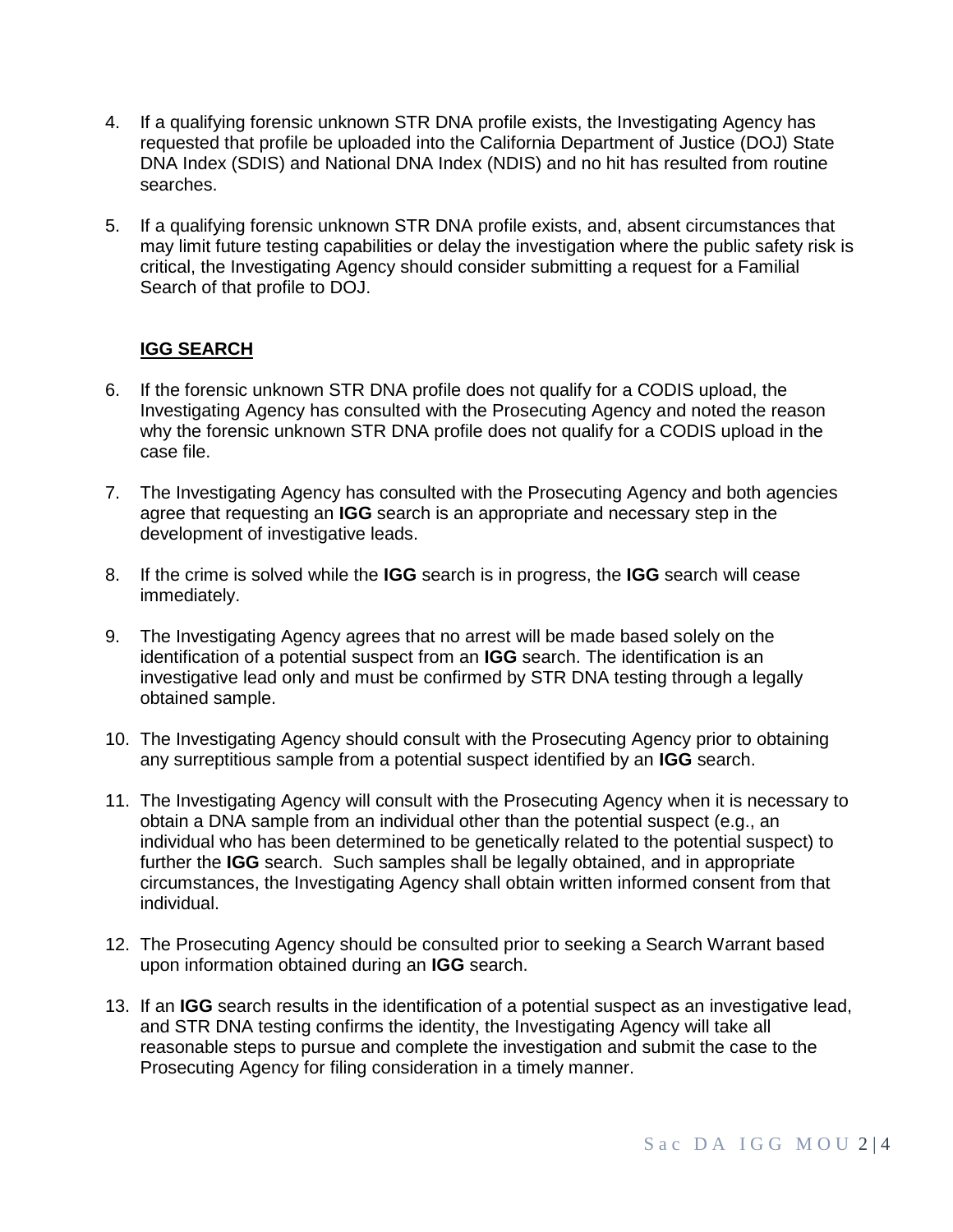4. If a qualifying forensic unknown STR DNA profile exists, the Investigating Agency has requested that profile be uploaded into the California Department of Justice (DOJ) State DNA Index (SDIS) and National DNA Index (NDIS) and no hit has resulted from routine searches.

5. If a qualifying forensic unknown STR DNA profile exists, and, absent circumstances that may limit future testing capabilities or delay the investigation where the public safety risk is critical, the Investigating Agency should consider submitting a request for a Familial Search of that profile to DOJ.

## IGG SEARCH

6. If the forensic unknown STR DNA profile does not qualify for a CODIS upload, the Investigating Agency has consulted with the Prosecuting Agency and noted the reason why the forensic unknown STR DNA profile does not qualify for a CODIS upload in the case file.

7. The Investigating Agency has consulted with the Prosecuting Agency and both agencies agree that requesting an **IGG** search is an appropriate and necessary step in the development of investigative leads.

8. If the crime is solved while the **IGG** search is in progress, the **IGG** search will cease immediately.

9. The Investigating Agency agrees that no arrest will be made based solely on the identification of a potential suspect from an **IGG** search. The identification is an investigative lead only and must be confirmed by STR DNA testing through a legally obtained sample.

10. The Investigating Agency should consult with the Prosecuting Agency prior to obtaining any surreptitious sample from a potential suspect identified by an **IGG** search.

11. The Investigating Agency will consult with the Prosecuting Agency when it is necessary to obtain a DNA sample from an individual other than the potential suspect (e.g., an individual who has been determined to be genetically related to the potential suspect) to further the **IGG** search. Such samples shall be legally obtained, and in appropriate circumstances, the Investigating Agency shall obtain written informed consent from that individual.

12. The Prosecuting Agency should be consulted prior to seeking a Search Warrant based upon information obtained during an **IGG** search.

13. If an **IGG** search results in the identification of a potential suspect as an investigative lead, and STR DNA testing confirms the identity, the Investigating Agency will take all reasonable steps to pursue and complete the investigation and submit the case to the Prosecuting Agency for filing consideration in a timely manner.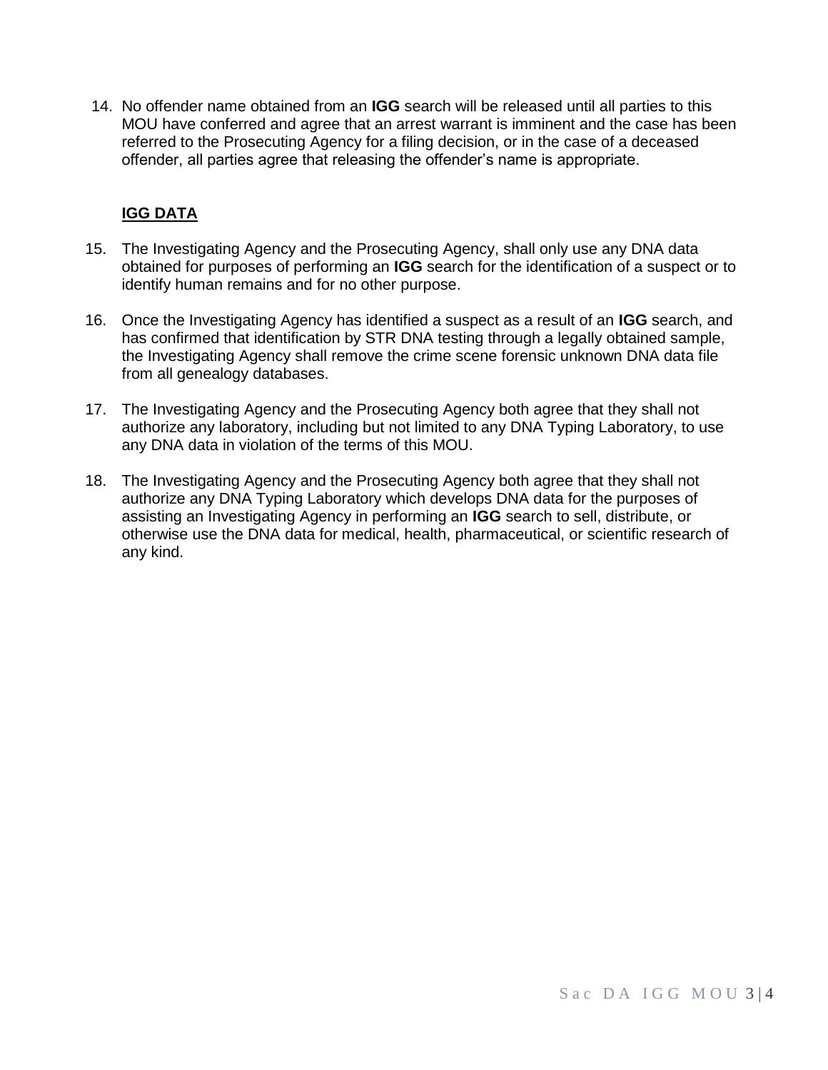14. No offender name obtained from an **IGG** search will be released until all parties to this MOU have conferred and agree that an arrest warrant is imminent and the case has been referred to the Prosecuting Agency for a filing decision, or in the case of a deceased offender, all parties agree that releasing the offender's name is appropriate.

**IGG DATA**

15. The Investigating Agency and the Prosecuting Agency, shall only use any DNA data obtained for purposes of performing an **IGG** search for the identification of a suspect or to identify human remains and for no other purpose.

16. Once the Investigating Agency has identified a suspect as a result of an **IGG** search, and has confirmed that identification by STR DNA testing through a legally obtained sample, the Investigating Agency shall remove the crime scene forensic unknown DNA data file from all genealogy databases.

17. The Investigating Agency and the Prosecuting Agency both agree that they shall not authorize any laboratory, including but not limited to any DNA Typing Laboratory, to use any DNA data in violation of the terms of this MOU.

18. The Investigating Agency and the Prosecuting Agency both agree that they shall not authorize any DNA Typing Laboratory which develops DNA data for the purposes of assisting an Investigating Agency in performing an **IGG** search to sell, distribute, or otherwise use the DNA data for medical, health, pharmaceutical, or scientific research of any kind.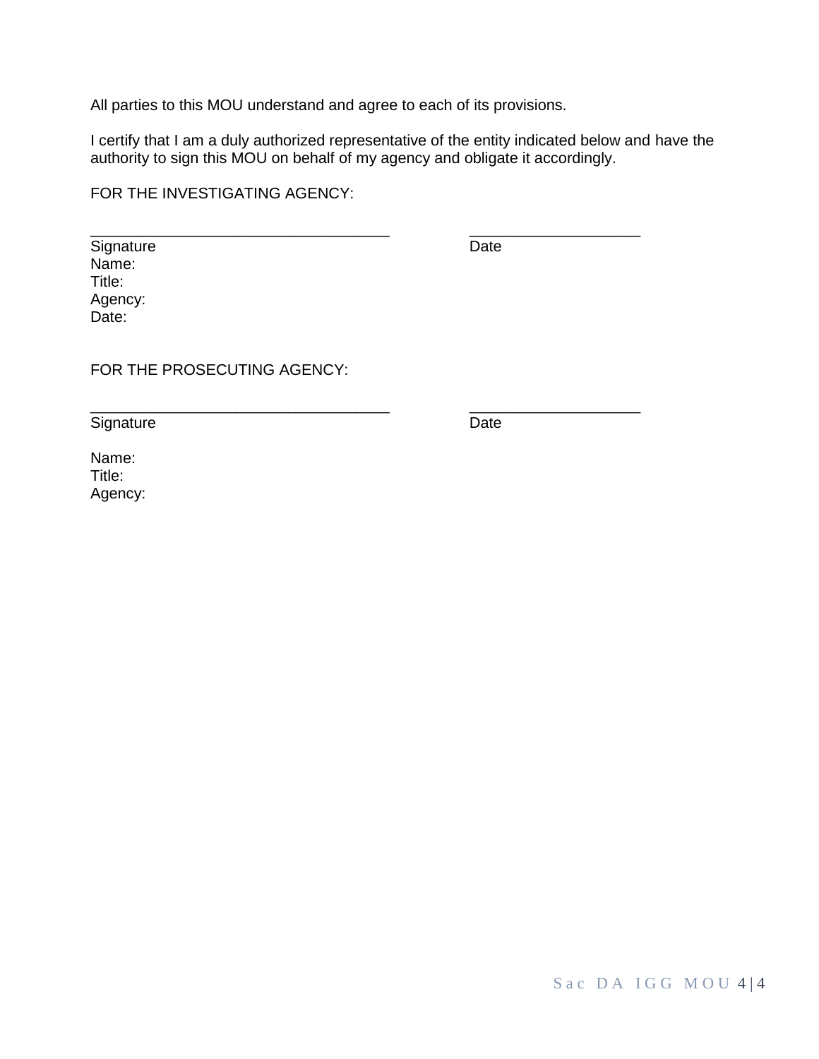All parties to this MOU understand and agree to each of its provisions.

I certify that I am a duly authorized representative of the entity indicated below and have the authority to sign this MOU on behalf of my agency and obligate it accordingly.

FOR THE INVESTIGATING AGENCY:

___________________________________ ____________________
Signature Date
Name:
Title:
Agency:
Date:

FOR THE PROSECUTING AGENCY:

___________________________________ ____________________
Signature Date

Name:
Title:
Agency: